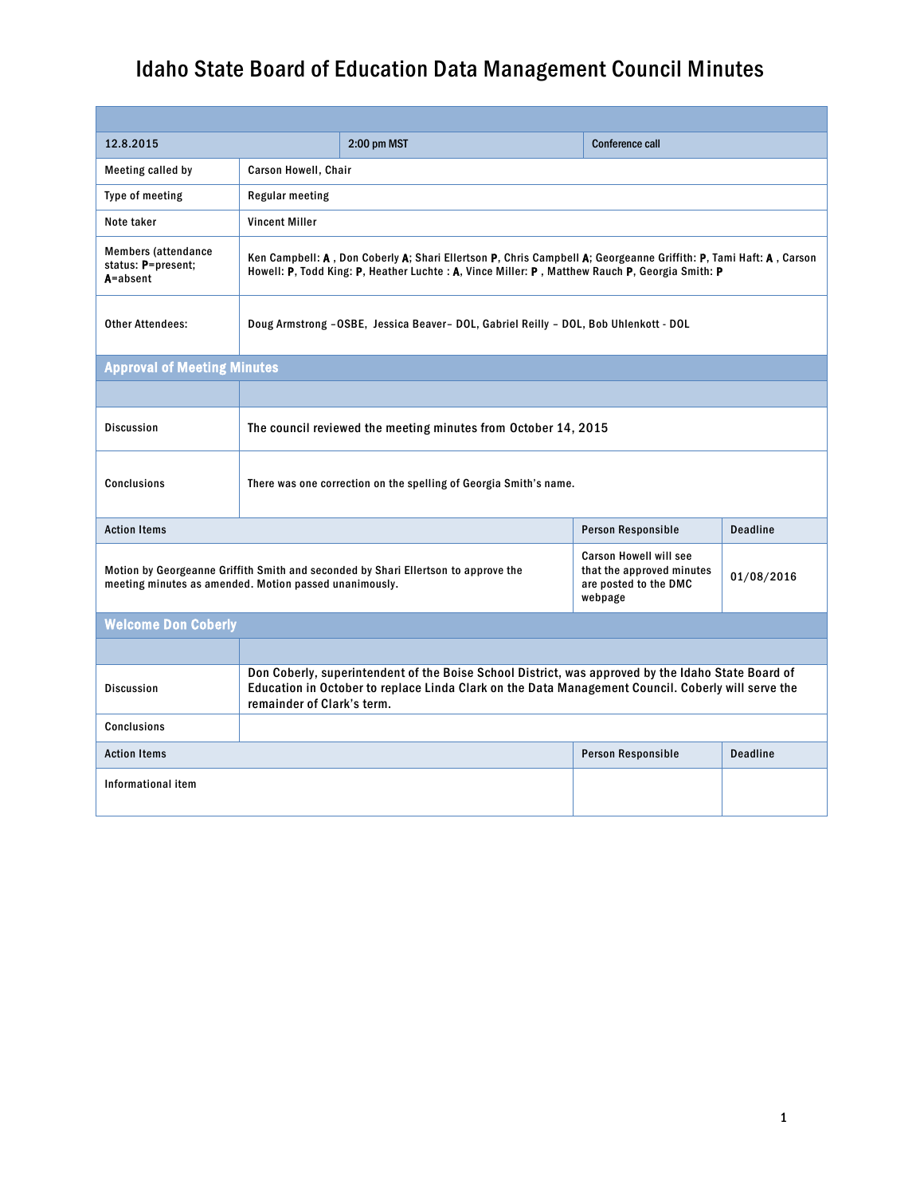# Idaho State Board of Education Data Management Council Minutes

| 12.8.2015 | 2:00 pm MST | Conference call |
|---|---|---|

| | |
|---|---|
| Meeting called by | Carson Howell, Chair |
| Type of meeting | Regular meeting |
| Note taker | Vincent Miller |
| Members (attendance status: P=present; A=absent | Ken Campbell: A , Don Coberly A; Shari Ellertson P, Chris Campbell A; Georgeanne Griffith: P, Tami Haft: A , Carson Howell: P, Todd King: P, Heather Luchte : A, Vince Miller: P , Matthew Rauch P, Georgia Smith: P |
| Other Attendees: | Doug Armstrong –OSBE, Jessica Beaver– DOL, Gabriel Reilly – DOL, Bob Uhlenkott - DOL |

## Approval of Meeting Minutes

| | |
|---|---|
| Discussion | The council reviewed the meeting minutes from October 14, 2015 |
| Conclusions | There was one correction on the spelling of Georgia Smith's name. |

| Action Items | Person Responsible | Deadline |
|---|---|---|
| Motion by Georgeanne Griffith Smith and seconded by Shari Ellertson to approve the meeting minutes as amended. Motion passed unanimously. | Carson Howell will see that the approved minutes are posted to the DMC webpage | 01/08/2016 |

## Welcome Don Coberly

| | |
|---|---|
| Discussion | Don Coberly, superintendent of the Boise School District, was approved by the Idaho State Board of Education in October to replace Linda Clark on the Data Management Council. Coberly will serve the remainder of Clark's term. |
| Conclusions | |

| Action Items | Person Responsible | Deadline |
|---|---|---|
| Informational item | | |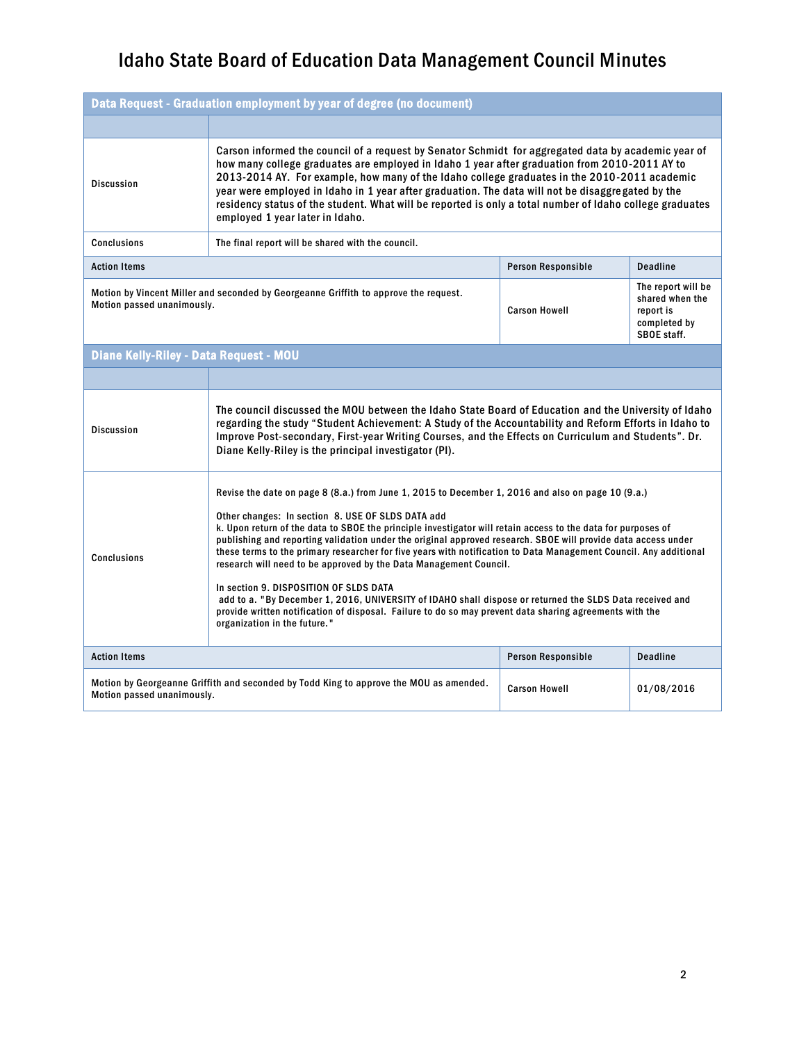# Idaho State Board of Education Data Management Council Minutes

## Data Request - Graduation employment by year of degree (no document)

| | |
|---|---|
| Discussion | Carson informed the council of a request by Senator Schmidt for aggregated data by academic year of how many college graduates are employed in Idaho 1 year after graduation from 2010-2011 AY to 2013-2014 AY. For example, how many of the Idaho college graduates in the 2010-2011 academic year were employed in Idaho in 1 year after graduation. The data will not be disaggregated by the residency status of the student. What will be reported is only a total number of Idaho college graduates employed 1 year later in Idaho. |
| Conclusions | The final report will be shared with the council. |

| Action Items | Person Responsible | Deadline |
|---|---|---|
| Motion by Vincent Miller and seconded by Georgeanne Griffith to approve the request. Motion passed unanimously. | Carson Howell | The report will be shared when the report is completed by SBOE staff. |

## Diane Kelly-Riley - Data Request - MOU

| | |
|---|---|
| Discussion | The council discussed the MOU between the Idaho State Board of Education and the University of Idaho regarding the study "Student Achievement: A Study of the Accountability and Reform Efforts in Idaho to Improve Post-secondary, First-year Writing Courses, and the Effects on Curriculum and Students". Dr. Diane Kelly-Riley is the principal investigator (PI). |
| Conclusions | Revise the date on page 8 (8.a.) from June 1, 2015 to December 1, 2016 and also on page 10 (9.a.)<br><br>Other changes: In section 8. USE OF SLDS DATA add<br>k. Upon return of the data to SBOE the principle investigator will retain access to the data for purposes of publishing and reporting validation under the original approved research. SBOE will provide data access under these terms to the primary researcher for five years with notification to Data Management Council. Any additional research will need to be approved by the Data Management Council.<br><br>In section 9. DISPOSITION OF SLDS DATA<br>add to a. "By December 1, 2016, UNIVERSITY of IDAHO shall dispose or returned the SLDS Data received and provide written notification of disposal. Failure to do so may prevent data sharing agreements with the organization in the future." |

| Action Items | Person Responsible | Deadline |
|---|---|---|
| Motion by Georgeanne Griffith and seconded by Todd King to approve the MOU as amended. Motion passed unanimously. | Carson Howell | 01/08/2016 |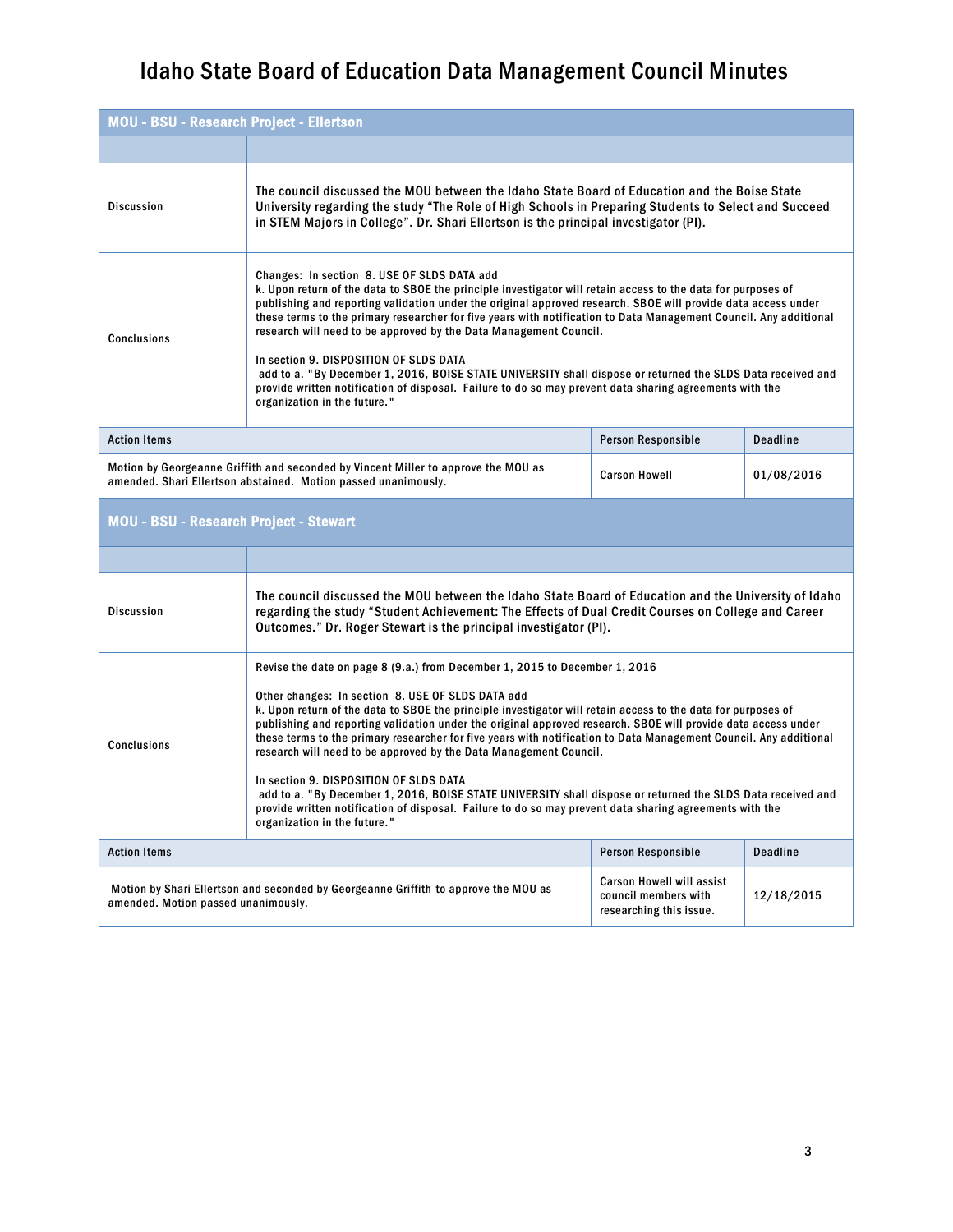# Idaho State Board of Education Data Management Council Minutes

| MOU - BSU - Research Project - Ellertson | | | |
|---|---|---|---|
| | | | |
| Discussion | The council discussed the MOU between the Idaho State Board of Education and the Boise State University regarding the study "The Role of High Schools in Preparing Students to Select and Succeed in STEM Majors in College". Dr. Shari Ellertson is the principal investigator (PI). | | |
| Conclusions | Changes: In section 8. USE OF SLDS DATA add<br>k. Upon return of the data to SBOE the principle investigator will retain access to the data for purposes of publishing and reporting validation under the original approved research. SBOE will provide data access under these terms to the primary researcher for five years with notification to Data Management Council. Any additional research will need to be approved by the Data Management Council.<br><br>In section 9. DISPOSITION OF SLDS DATA<br>add to a. "By December 1, 2016, BOISE STATE UNIVERSITY shall dispose or returned the SLDS Data received and provide written notification of disposal. Failure to do so may prevent data sharing agreements with the organization in the future." | | |
| **Action Items** | | **Person Responsible** | **Deadline** |
| Motion by Georgeanne Griffith and seconded by Vincent Miller to approve the MOU as amended. Shari Ellertson abstained. Motion passed unanimously. | | Carson Howell | 01/08/2016 |

| MOU - BSU - Research Project - Stewart | | | |
|---|---|---|---|
| | | | |
| Discussion | The council discussed the MOU between the Idaho State Board of Education and the University of Idaho regarding the study "Student Achievement: The Effects of Dual Credit Courses on College and Career Outcomes." Dr. Roger Stewart is the principal investigator (PI). | | |
| Conclusions | Revise the date on page 8 (9.a.) from December 1, 2015 to December 1, 2016<br><br>Other changes: In section 8. USE OF SLDS DATA add<br>k. Upon return of the data to SBOE the principle investigator will retain access to the data for purposes of publishing and reporting validation under the original approved research. SBOE will provide data access under these terms to the primary researcher for five years with notification to Data Management Council. Any additional research will need to be approved by the Data Management Council.<br><br>In section 9. DISPOSITION OF SLDS DATA<br>add to a. "By December 1, 2016, BOISE STATE UNIVERSITY shall dispose or returned the SLDS Data received and provide written notification of disposal. Failure to do so may prevent data sharing agreements with the organization in the future." | | |
| **Action Items** | | **Person Responsible** | **Deadline** |
| Motion by Shari Ellertson and seconded by Georgeanne Griffith to approve the MOU as amended. Motion passed unanimously. | | Carson Howell will assist council members with researching this issue. | 12/18/2015 |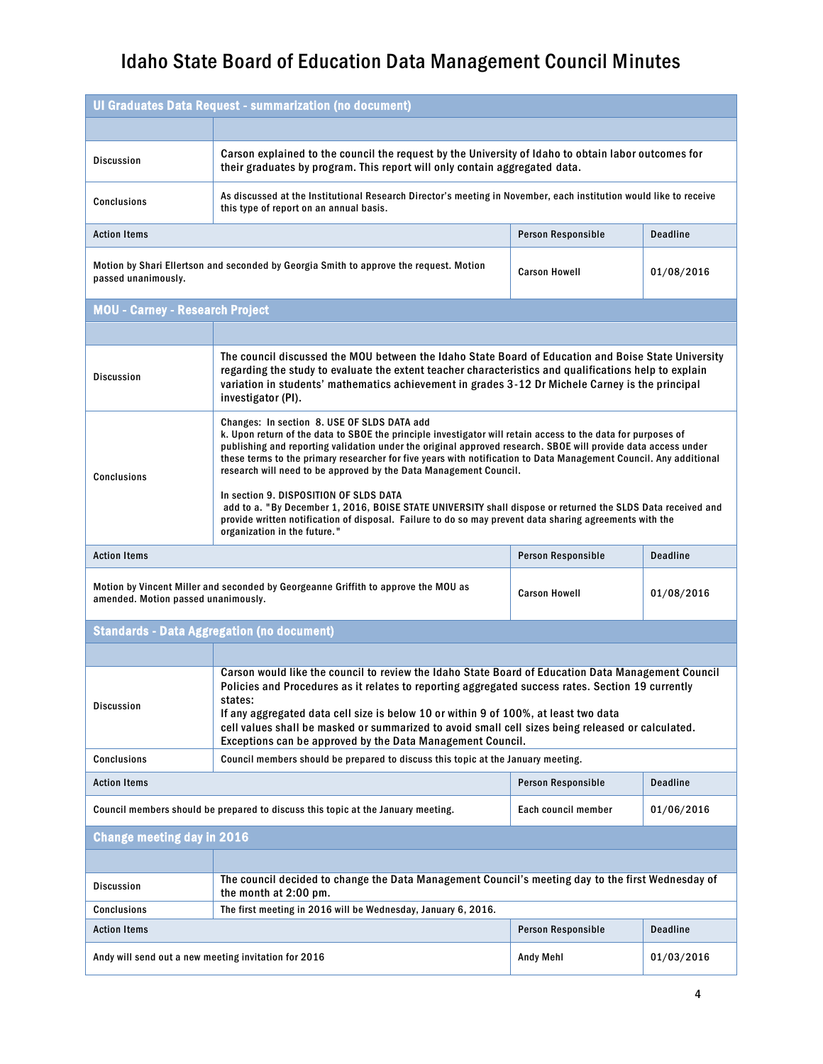# Idaho State Board of Education Data Management Council Minutes

## UI Graduates Data Request - summarization (no document)

| | | | |
|---|---|---|---|
| Discussion | Carson explained to the council the request by the University of Idaho to obtain labor outcomes for their graduates by program. This report will only contain aggregated data. | | |
| Conclusions | As discussed at the Institutional Research Director's meeting in November, each institution would like to receive this type of report on an annual basis. | | |

| Action Items | Person Responsible | Deadline |
|---|---|---|
| Motion by Shari Ellertson and seconded by Georgia Smith to approve the request. Motion passed unanimously. | Carson Howell | 01/08/2016 |

## MOU - Carney - Research Project

| | |
|---|---|
| Discussion | The council discussed the MOU between the Idaho State Board of Education and Boise State University regarding the study to evaluate the extent teacher characteristics and qualifications help to explain variation in students' mathematics achievement in grades 3-12 Dr Michele Carney is the principal investigator (PI). |
| Conclusions | Changes: In section 8. USE OF SLDS DATA add<br>k. Upon return of the data to SBOE the principle investigator will retain access to the data for purposes of publishing and reporting validation under the original approved research. SBOE will provide data access under these terms to the primary researcher for five years with notification to Data Management Council. Any additional research will need to be approved by the Data Management Council.<br><br>In section 9. DISPOSITION OF SLDS DATA<br>add to a. "By December 1, 2016, BOISE STATE UNIVERSITY shall dispose or returned the SLDS Data received and provide written notification of disposal. Failure to do so may prevent data sharing agreements with the organization in the future." |

| Action Items | Person Responsible | Deadline |
|---|---|---|
| Motion by Vincent Miller and seconded by Georgeanne Griffith to approve the MOU as amended. Motion passed unanimously. | Carson Howell | 01/08/2016 |

## Standards - Data Aggregation (no document)

| | |
|---|---|
| Discussion | Carson would like the council to review the Idaho State Board of Education Data Management Council Policies and Procedures as it relates to reporting aggregated success rates. Section 19 currently states:<br>If any aggregated data cell size is below 10 or within 9 of 100%, at least two data cell values shall be masked or summarized to avoid small cell sizes being released or calculated. Exceptions can be approved by the Data Management Council. |
| Conclusions | Council members should be prepared to discuss this topic at the January meeting. |

| Action Items | Person Responsible | Deadline |
|---|---|---|
| Council members should be prepared to discuss this topic at the January meeting. | Each council member | 01/06/2016 |

## Change meeting day in 2016

| | |
|---|---|
| Discussion | The council decided to change the Data Management Council's meeting day to the first Wednesday of the month at 2:00 pm. |
| Conclusions | The first meeting in 2016 will be Wednesday, January 6, 2016. |

| Action Items | Person Responsible | Deadline |
|---|---|---|
| Andy will send out a new meeting invitation for 2016 | Andy Mehl | 01/03/2016 |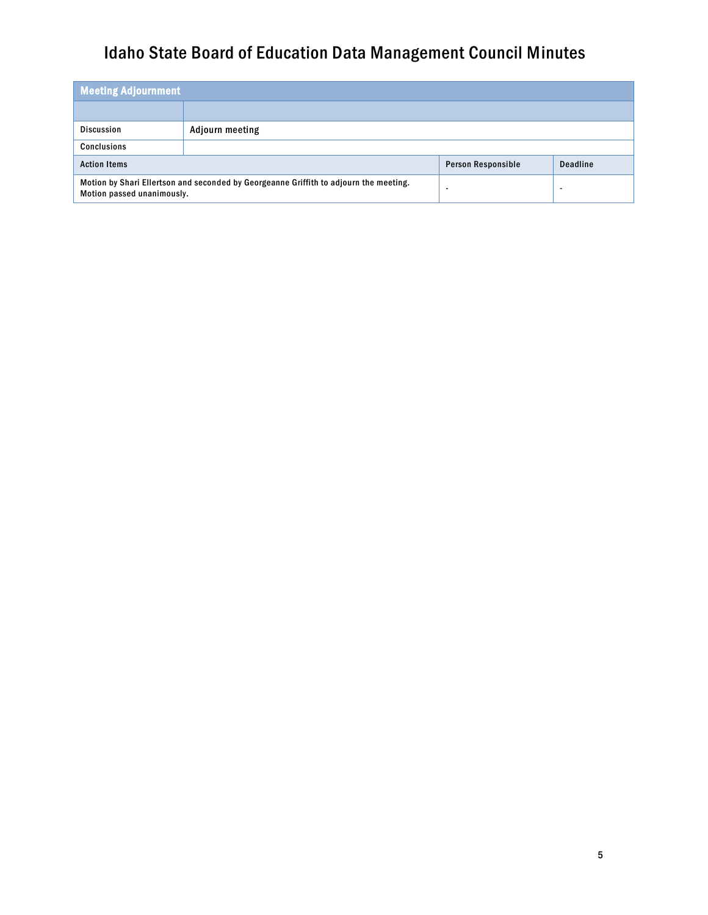# Idaho State Board of Education Data Management Council Minutes

| Meeting Adjournment | | | |
|---|---|---|---|
| | | | |
| Discussion | Adjourn meeting | | |
| Conclusions | | | |
| Action Items | | Person Responsible | Deadline |
| Motion by Shari Ellertson and seconded by Georgeanne Griffith to adjourn the meeting. Motion passed unanimously. | | - | - |